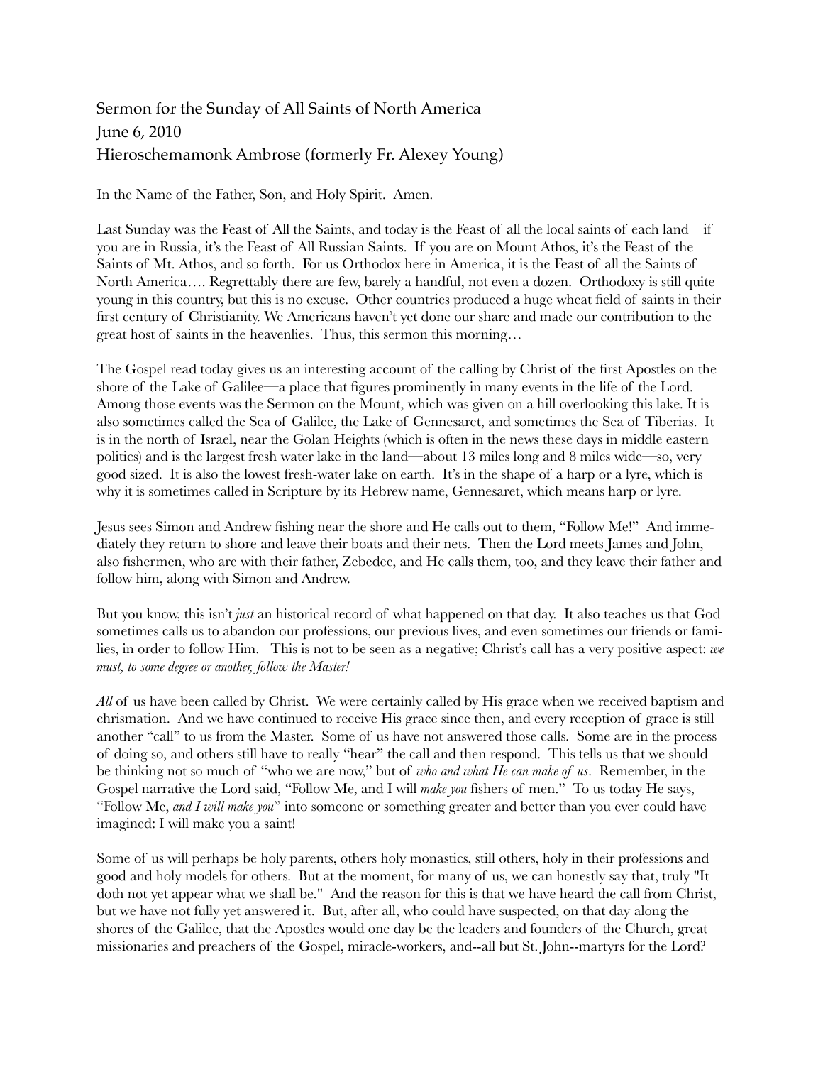Sermon for the Sunday of All Saints of North America
June 6, 2010
Hieroschemamonk Ambrose (formerly Fr. Alexey Young)

In the Name of the Father, Son, and Holy Spirit. Amen.

Last Sunday was the Feast of All the Saints, and today is the Feast of all the local saints of each land—if you are in Russia, it's the Feast of All Russian Saints. If you are on Mount Athos, it's the Feast of the Saints of Mt. Athos, and so forth. For us Orthodox here in America, it is the Feast of all the Saints of North America…. Regrettably there are few, barely a handful, not even a dozen. Orthodoxy is still quite young in this country, but this is no excuse. Other countries produced a huge wheat field of saints in their first century of Christianity. We Americans haven't yet done our share and made our contribution to the great host of saints in the heavenlies. Thus, this sermon this morning…

The Gospel read today gives us an interesting account of the calling by Christ of the first Apostles on the shore of the Lake of Galilee—a place that figures prominently in many events in the life of the Lord. Among those events was the Sermon on the Mount, which was given on a hill overlooking this lake. It is also sometimes called the Sea of Galilee, the Lake of Gennesaret, and sometimes the Sea of Tiberias. It is in the north of Israel, near the Golan Heights (which is often in the news these days in middle eastern politics) and is the largest fresh water lake in the land—about 13 miles long and 8 miles wide—so, very good sized. It is also the lowest fresh-water lake on earth. It's in the shape of a harp or a lyre, which is why it is sometimes called in Scripture by its Hebrew name, Gennesaret, which means harp or lyre.

Jesus sees Simon and Andrew fishing near the shore and He calls out to them, "Follow Me!" And immediately they return to shore and leave their boats and their nets. Then the Lord meets James and John, also fishermen, who are with their father, Zebedee, and He calls them, too, and they leave their father and follow him, along with Simon and Andrew.

But you know, this isn't *just* an historical record of what happened on that day. It also teaches us that God sometimes calls us to abandon our professions, our previous lives, and even sometimes our friends or families, in order to follow Him. This is not to be seen as a negative; Christ's call has a very positive aspect: *we must, to <u>some</u> degree or another, <u>follow the Master</u>!*

*All* of us have been called by Christ. We were certainly called by His grace when we received baptism and chrismation. And we have continued to receive His grace since then, and every reception of grace is still another "call" to us from the Master. Some of us have not answered those calls. Some are in the process of doing so, and others still have to really "hear" the call and then respond. This tells us that we should be thinking not so much of "who we are now," but of *who and what He can make of us*. Remember, in the Gospel narrative the Lord said, "Follow Me, and I will *make you* fishers of men." To us today He says, "Follow Me, *and I will make you*" into someone or something greater and better than you ever could have imagined: I will make you a saint!

Some of us will perhaps be holy parents, others holy monastics, still others, holy in their professions and good and holy models for others. But at the moment, for many of us, we can honestly say that, truly "It doth not yet appear what we shall be." And the reason for this is that we have heard the call from Christ, but we have not fully yet answered it. But, after all, who could have suspected, on that day along the shores of the Galilee, that the Apostles would one day be the leaders and founders of the Church, great missionaries and preachers of the Gospel, miracle-workers, and--all but St. John--martyrs for the Lord?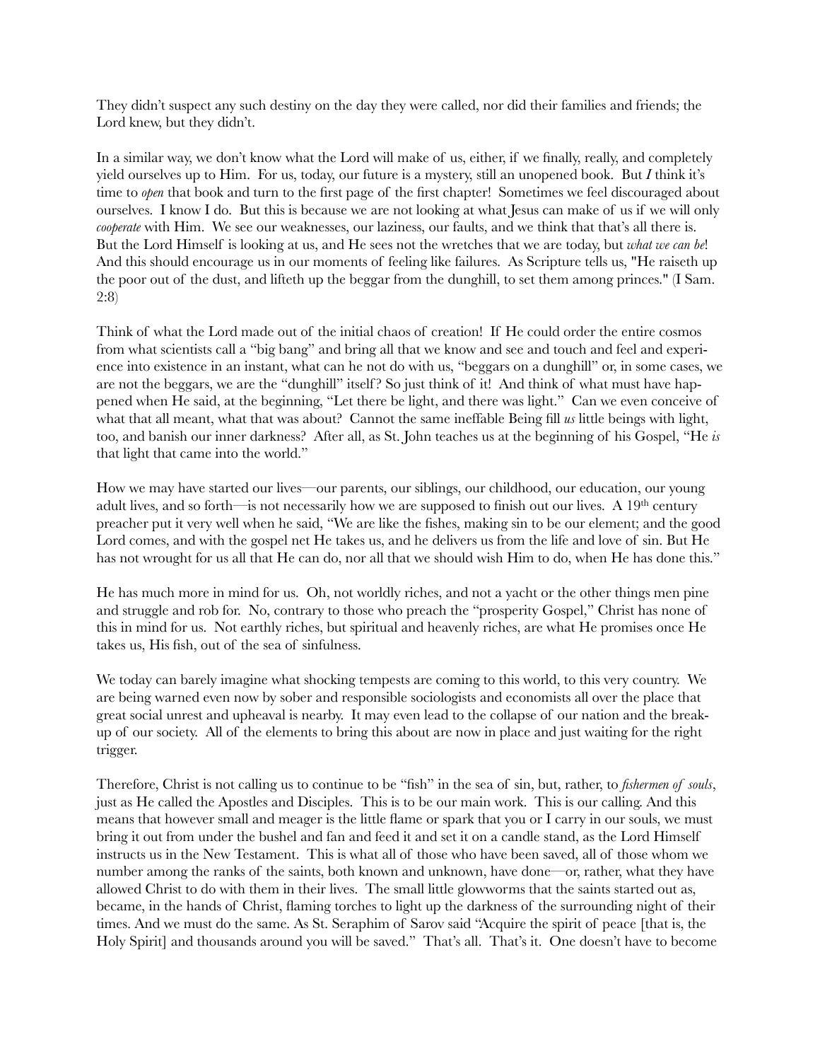They didn't suspect any such destiny on the day they were called, nor did their families and friends; the Lord knew, but they didn't.

In a similar way, we don't know what the Lord will make of us, either, if we finally, really, and completely yield ourselves up to Him. For us, today, our future is a mystery, still an unopened book. But *I* think it's time to *open* that book and turn to the first page of the first chapter! Sometimes we feel discouraged about ourselves. I know I do. But this is because we are not looking at what Jesus can make of us if we will only *cooperate* with Him. We see our weaknesses, our laziness, our faults, and we think that that's all there is. But the Lord Himself is looking at us, and He sees not the wretches that we are today, but *what we can be*! And this should encourage us in our moments of feeling like failures. As Scripture tells us, "He raiseth up the poor out of the dust, and lifteth up the beggar from the dunghill, to set them among princes." (I Sam. 2:8)

Think of what the Lord made out of the initial chaos of creation! If He could order the entire cosmos from what scientists call a "big bang" and bring all that we know and see and touch and feel and experience into existence in an instant, what can he not do with us, "beggars on a dunghill" or, in some cases, we are not the beggars, we are the "dunghill" itself? So just think of it! And think of what must have happened when He said, at the beginning, "Let there be light, and there was light." Can we even conceive of what that all meant, what that was about? Cannot the same ineffable Being fill *us* little beings with light, too, and banish our inner darkness? After all, as St. John teaches us at the beginning of his Gospel, "He *is* that light that came into the world."

How we may have started our lives—our parents, our siblings, our childhood, our education, our young adult lives, and so forth—is not necessarily how we are supposed to finish out our lives. A 19th century preacher put it very well when he said, "We are like the fishes, making sin to be our element; and the good Lord comes, and with the gospel net He takes us, and he delivers us from the life and love of sin. But He has not wrought for us all that He can do, nor all that we should wish Him to do, when He has done this."

He has much more in mind for us. Oh, not worldly riches, and not a yacht or the other things men pine and struggle and rob for. No, contrary to those who preach the "prosperity Gospel," Christ has none of this in mind for us. Not earthly riches, but spiritual and heavenly riches, are what He promises once He takes us, His fish, out of the sea of sinfulness.

We today can barely imagine what shocking tempests are coming to this world, to this very country. We are being warned even now by sober and responsible sociologists and economists all over the place that great social unrest and upheaval is nearby. It may even lead to the collapse of our nation and the breakup of our society. All of the elements to bring this about are now in place and just waiting for the right trigger.

Therefore, Christ is not calling us to continue to be "fish" in the sea of sin, but, rather, to *fishermen of souls*, just as He called the Apostles and Disciples. This is to be our main work. This is our calling. And this means that however small and meager is the little flame or spark that you or I carry in our souls, we must bring it out from under the bushel and fan and feed it and set it on a candle stand, as the Lord Himself instructs us in the New Testament. This is what all of those who have been saved, all of those whom we number among the ranks of the saints, both known and unknown, have done—or, rather, what they have allowed Christ to do with them in their lives. The small little glowworms that the saints started out as, became, in the hands of Christ, flaming torches to light up the darkness of the surrounding night of their times. And we must do the same. As St. Seraphim of Sarov said "Acquire the spirit of peace [that is, the Holy Spirit] and thousands around you will be saved." That's all. That's it. One doesn't have to become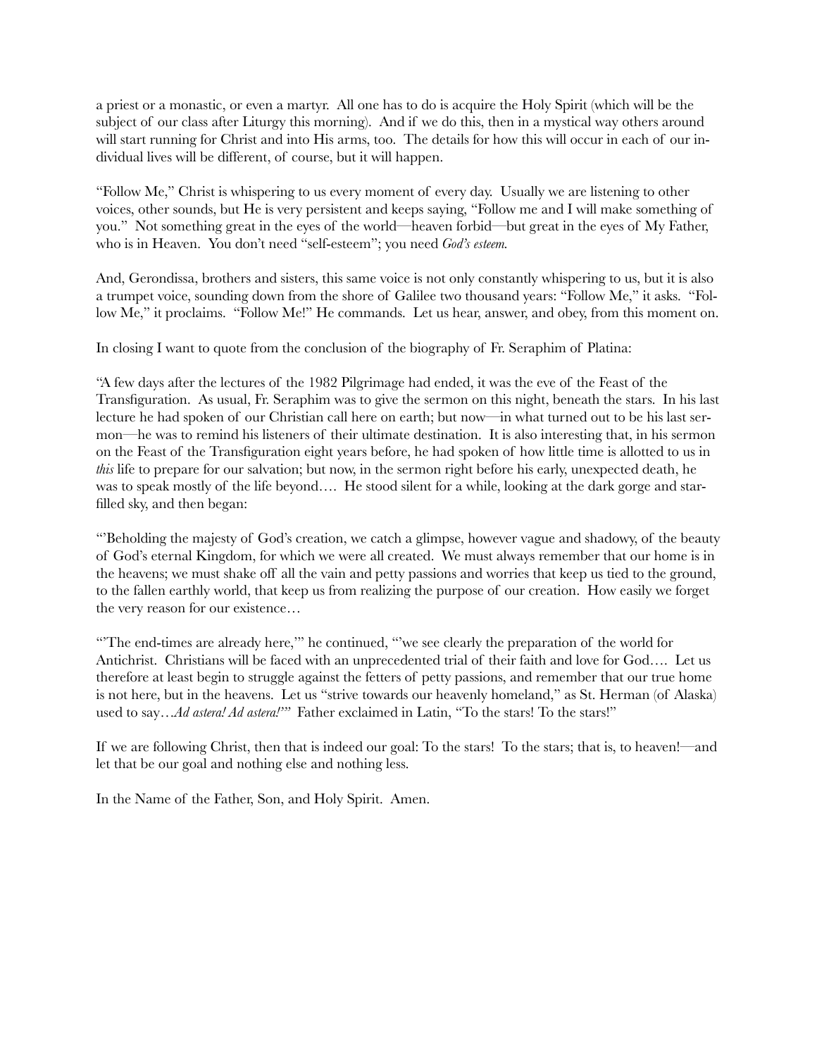a priest or a monastic, or even a martyr. All one has to do is acquire the Holy Spirit (which will be the subject of our class after Liturgy this morning). And if we do this, then in a mystical way others around will start running for Christ and into His arms, too. The details for how this will occur in each of our individual lives will be different, of course, but it will happen.

"Follow Me," Christ is whispering to us every moment of every day. Usually we are listening to other voices, other sounds, but He is very persistent and keeps saying, "Follow me and I will make something of you." Not something great in the eyes of the world—heaven forbid—but great in the eyes of My Father, who is in Heaven. You don't need "self-esteem"; you need *God's esteem.*

And, Gerondissa, brothers and sisters, this same voice is not only constantly whispering to us, but it is also a trumpet voice, sounding down from the shore of Galilee two thousand years: "Follow Me," it asks. "Follow Me," it proclaims. "Follow Me!" He commands. Let us hear, answer, and obey, from this moment on.

In closing I want to quote from the conclusion of the biography of Fr. Seraphim of Platina:

"A few days after the lectures of the 1982 Pilgrimage had ended, it was the eve of the Feast of the Transfiguration. As usual, Fr. Seraphim was to give the sermon on this night, beneath the stars. In his last lecture he had spoken of our Christian call here on earth; but now—in what turned out to be his last sermon—he was to remind his listeners of their ultimate destination. It is also interesting that, in his sermon on the Feast of the Transfiguration eight years before, he had spoken of how little time is allotted to us in *this* life to prepare for our salvation; but now, in the sermon right before his early, unexpected death, he was to speak mostly of the life beyond…. He stood silent for a while, looking at the dark gorge and star-filled sky, and then began:

"'Beholding the majesty of God's creation, we catch a glimpse, however vague and shadowy, of the beauty of God's eternal Kingdom, for which we were all created. We must always remember that our home is in the heavens; we must shake off all the vain and petty passions and worries that keep us tied to the ground, to the fallen earthly world, that keep us from realizing the purpose of our creation. How easily we forget the very reason for our existence…

"'The end-times are already here,'" he continued, "'we see clearly the preparation of the world for Antichrist. Christians will be faced with an unprecedented trial of their faith and love for God…. Let us therefore at least begin to struggle against the fetters of petty passions, and remember that our true home is not here, but in the heavens. Let us "strive towards our heavenly homeland," as St. Herman (of Alaska) used to say…*Ad astera! Ad astera!*'" Father exclaimed in Latin, "To the stars! To the stars!"

If we are following Christ, then that is indeed our goal: To the stars! To the stars; that is, to heaven!—and let that be our goal and nothing else and nothing less.

In the Name of the Father, Son, and Holy Spirit. Amen.